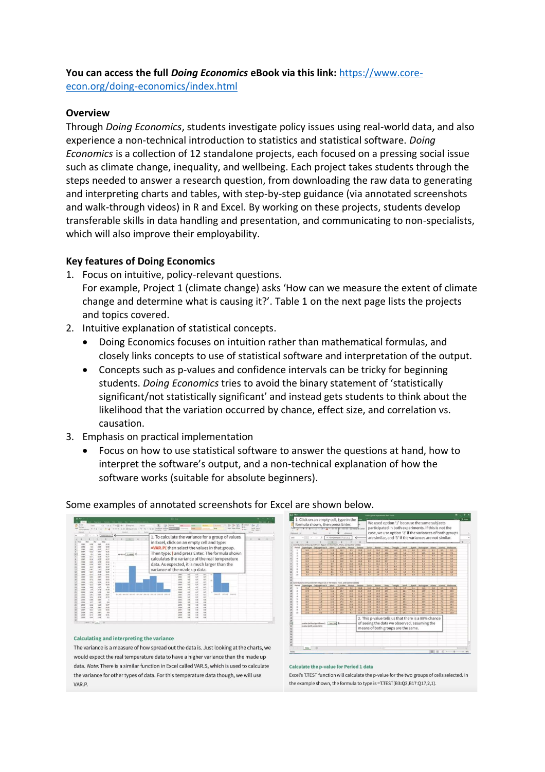**You can access the full *Doing Economics* eBook via this link:** [https://www.core-econ.org/doing-economics/index.html](https://www.core-econ.org/doing-economics/index.html)

**Overview**

Through *Doing Economics*, students investigate policy issues using real-world data, and also experience a non-technical introduction to statistics and statistical software. *Doing Economics* is a collection of 12 standalone projects, each focused on a pressing social issue such as climate change, inequality, and wellbeing. Each project takes students through the steps needed to answer a research question, from downloading the raw data to generating and interpreting charts and tables, with step-by-step guidance (via annotated screenshots and walk-through videos) in R and Excel. By working on these projects, students develop transferable skills in data handling and presentation, and communicating to non-specialists, which will also improve their employability.

**Key features of Doing Economics**

1. Focus on intuitive, policy-relevant questions.
   For example, Project 1 (climate change) asks 'How can we measure the extent of climate change and determine what is causing it?'. Table 1 on the next page lists the projects and topics covered.
2. Intuitive explanation of statistical concepts.
   - Doing Economics focuses on intuition rather than mathematical formulas, and closely links concepts to use of statistical software and interpretation of the output.
   - Concepts such as p-values and confidence intervals can be tricky for beginning students. *Doing Economics* tries to avoid the binary statement of 'statistically significant/not statistically significant' and instead gets students to think about the likelihood that the variation occurred by chance, effect size, and correlation vs. causation.
3. Emphasis on practical implementation
   - Focus on how to use statistical software to answer the questions at hand, how to interpret the software's output, and a non-technical explanation of how the software works (suitable for absolute beginners).

Some examples of annotated screenshots for Excel are shown below.

**Calculating and interpreting the variance**

The variance is a measure of how spread out the data is. Just looking at the charts, we would expect the real temperature data to have a higher variance than the made up data. *Note:* There is a similar function in Excel called VAR.S, which is used to calculate the variance for other types of data. For this temperature data though, we will use VAR.P.

**Calculate the p-value for Period 1 data**

Excel's T.TEST function will calculate the p-value for the two groups of cells selected. In the example shown, the formula to type is =T.TEST(B3:Q3,B17:Q17,2,1).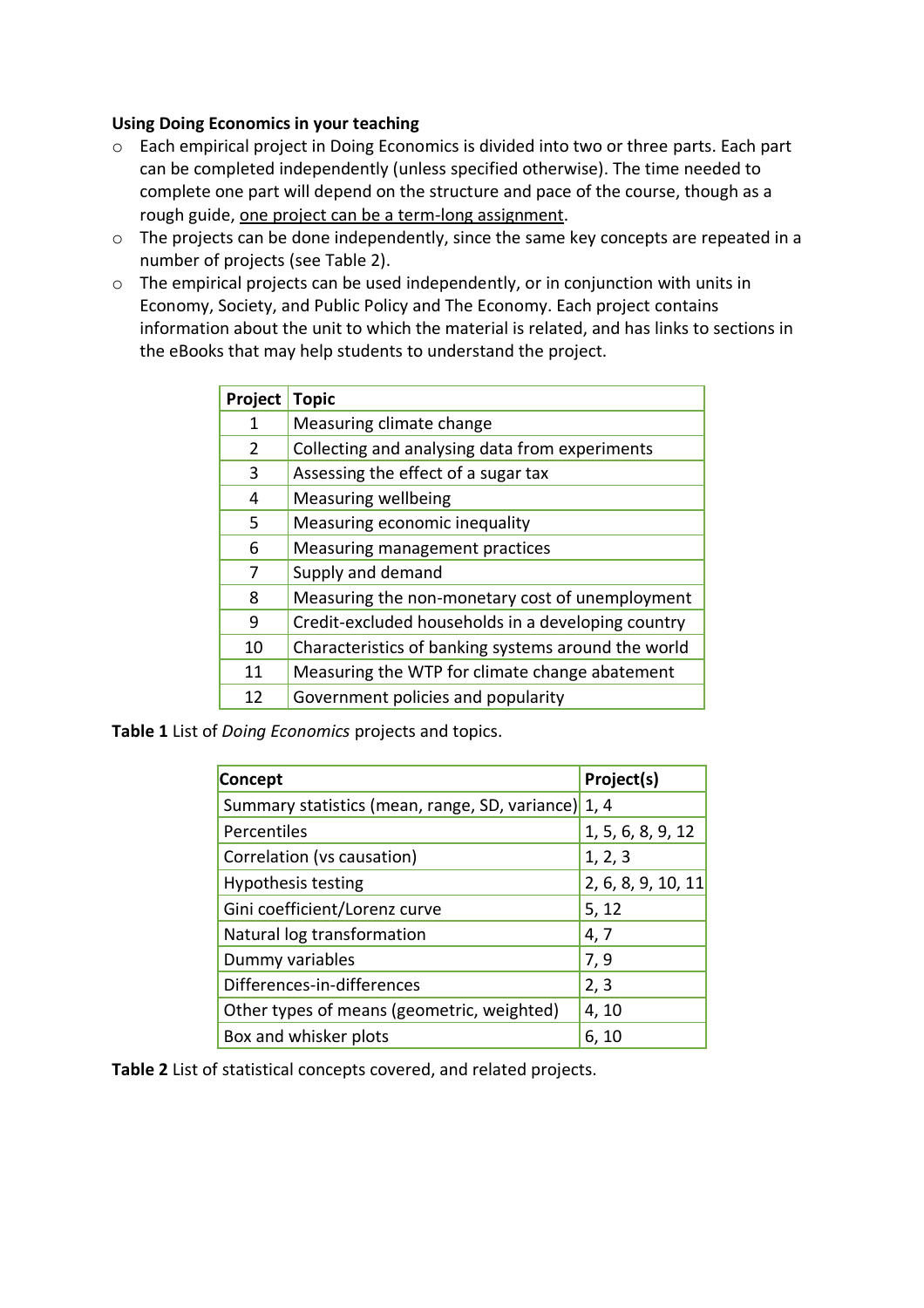**Using Doing Economics in your teaching**

- Each empirical project in Doing Economics is divided into two or three parts. Each part can be completed independently (unless specified otherwise). The time needed to complete one part will depend on the structure and pace of the course, though as a rough guide, one project can be a term-long assignment.
- The projects can be done independently, since the same key concepts are repeated in a number of projects (see Table 2).
- The empirical projects can be used independently, or in conjunction with units in Economy, Society, and Public Policy and The Economy. Each project contains information about the unit to which the material is related, and has links to sections in the eBooks that may help students to understand the project.

| Project | Topic |
|---|---|
| 1 | Measuring climate change |
| 2 | Collecting and analysing data from experiments |
| 3 | Assessing the effect of a sugar tax |
| 4 | Measuring wellbeing |
| 5 | Measuring economic inequality |
| 6 | Measuring management practices |
| 7 | Supply and demand |
| 8 | Measuring the non-monetary cost of unemployment |
| 9 | Credit-excluded households in a developing country |
| 10 | Characteristics of banking systems around the world |
| 11 | Measuring the WTP for climate change abatement |
| 12 | Government policies and popularity |

**Table 1** List of *Doing Economics* projects and topics.

| Concept | Project(s) |
|---|---|
| Summary statistics (mean, range, SD, variance) | 1, 4 |
| Percentiles | 1, 5, 6, 8, 9, 12 |
| Correlation (vs causation) | 1, 2, 3 |
| Hypothesis testing | 2, 6, 8, 9, 10, 11 |
| Gini coefficient/Lorenz curve | 5, 12 |
| Natural log transformation | 4, 7 |
| Dummy variables | 7, 9 |
| Differences-in-differences | 2, 3 |
| Other types of means (geometric, weighted) | 4, 10 |
| Box and whisker plots | 6, 10 |

**Table 2** List of statistical concepts covered, and related projects.